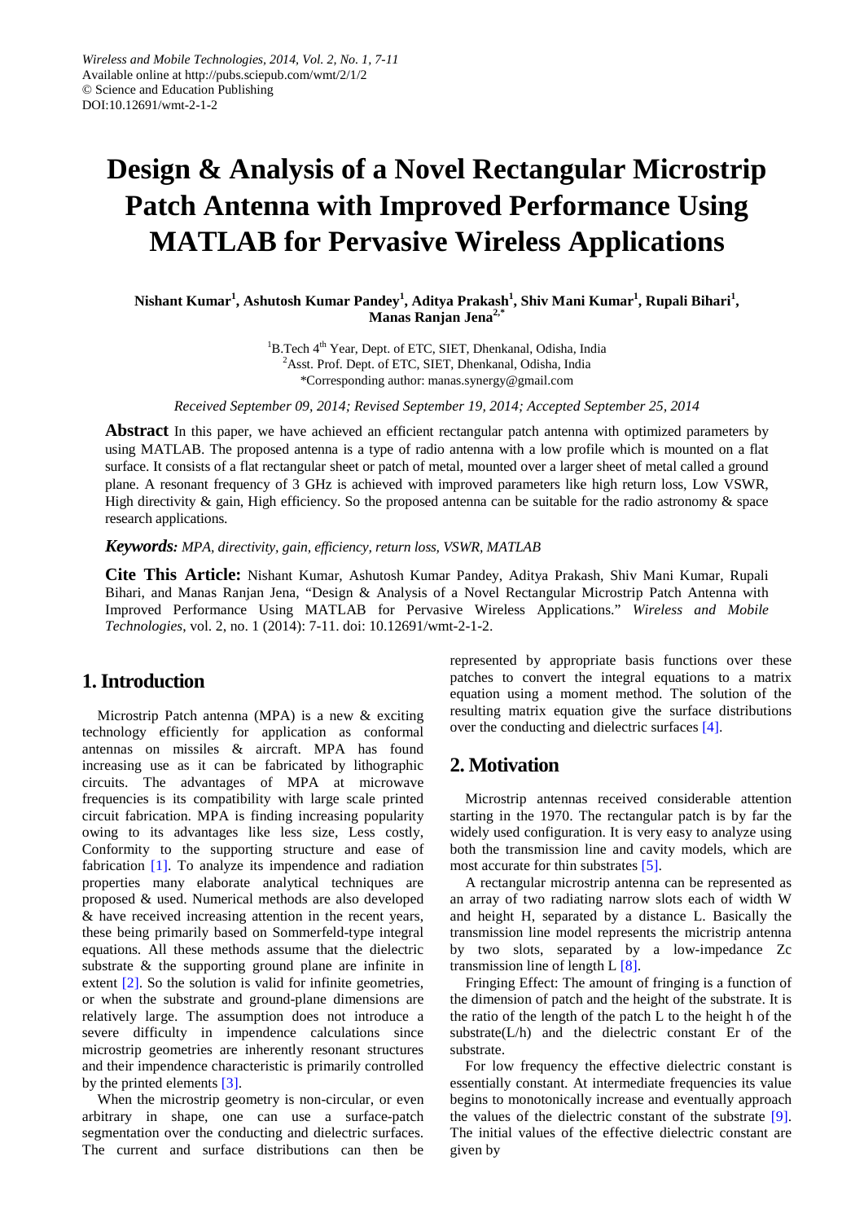*Wireless and Mobile Technologies, 2014, Vol. 2, No. 1, 7-11*
Available online at http://pubs.sciepub.com/wmt/2/1/2
© Science and Education Publishing
DOI:10.12691/wmt-2-1-2

# Design & Analysis of a Novel Rectangular Microstrip Patch Antenna with Improved Performance Using MATLAB for Pervasive Wireless Applications

**Nishant Kumar[1], Ashutosh Kumar Pandey[1], Aditya Prakash[1], Shiv Mani Kumar[1], Rupali Bihari[1], Manas Ranjan Jena[2,*]**

[1]B.Tech 4th Year, Dept. of ETC, SIET, Dhenkanal, Odisha, India
[2]Asst. Prof. Dept. of ETC, SIET, Dhenkanal, Odisha, India
*Corresponding author: manas.synergy@gmail.com

*Received September 09, 2014; Revised September 19, 2014; Accepted September 25, 2014*

**Abstract** In this paper, we have achieved an efficient rectangular patch antenna with optimized parameters by using MATLAB. The proposed antenna is a type of radio antenna with a low profile which is mounted on a flat surface. It consists of a flat rectangular sheet or patch of metal, mounted over a larger sheet of metal called a ground plane. A resonant frequency of 3 GHz is achieved with improved parameters like high return loss, Low VSWR, High directivity & gain, High efficiency. So the proposed antenna can be suitable for the radio astronomy & space research applications.

***Keywords:*** *MPA, directivity, gain, efficiency, return loss, VSWR, MATLAB*

**Cite This Article:** Nishant Kumar, Ashutosh Kumar Pandey, Aditya Prakash, Shiv Mani Kumar, Rupali Bihari, and Manas Ranjan Jena, "Design & Analysis of a Novel Rectangular Microstrip Patch Antenna with Improved Performance Using MATLAB for Pervasive Wireless Applications." *Wireless and Mobile Technologies*, vol. 2, no. 1 (2014): 7-11. doi: 10.12691/wmt-2-1-2.

## 1. Introduction

Microstrip Patch antenna (MPA) is a new & exciting technology efficiently for application as conformal antennas on missiles & aircraft. MPA has found increasing use as it can be fabricated by lithographic circuits. The advantages of MPA at microwave frequencies is its compatibility with large scale printed circuit fabrication. MPA is finding increasing popularity owing to its advantages like less size, Less costly, Conformity to the supporting structure and ease of fabrication [1]. To analyze its impendence and radiation properties many elaborate analytical techniques are proposed & used. Numerical methods are also developed & have received increasing attention in the recent years, these being primarily based on Sommerfeld-type integral equations. All these methods assume that the dielectric substrate & the supporting ground plane are infinite in extent [2]. So the solution is valid for infinite geometries, or when the substrate and ground-plane dimensions are relatively large. The assumption does not introduce a severe difficulty in impendence calculations since microstrip geometries are inherently resonant structures and their impendence characteristic is primarily controlled by the printed elements [3].

When the microstrip geometry is non-circular, or even arbitrary in shape, one can use a surface-patch segmentation over the conducting and dielectric surfaces. The current and surface distributions can then be represented by appropriate basis functions over these patches to convert the integral equations to a matrix equation using a moment method. The solution of the resulting matrix equation give the surface distributions over the conducting and dielectric surfaces [4].

## 2. Motivation

Microstrip antennas received considerable attention starting in the 1970. The rectangular patch is by far the widely used configuration. It is very easy to analyze using both the transmission line and cavity models, which are most accurate for thin substrates [5].

A rectangular microstrip antenna can be represented as an array of two radiating narrow slots each of width W and height H, separated by a distance L. Basically the transmission line model represents the micristrip antenna by two slots, separated by a low-impedance Zc transmission line of length L [8].

Fringing Effect: The amount of fringing is a function of the dimension of patch and the height of the substrate. It is the ratio of the length of the patch L to the height h of the substrate(L/h) and the dielectric constant Er of the substrate.

For low frequency the effective dielectric constant is essentially constant. At intermediate frequencies its value begins to monotonically increase and eventually approach the values of the dielectric constant of the substrate [9]. The initial values of the effective dielectric constant are given by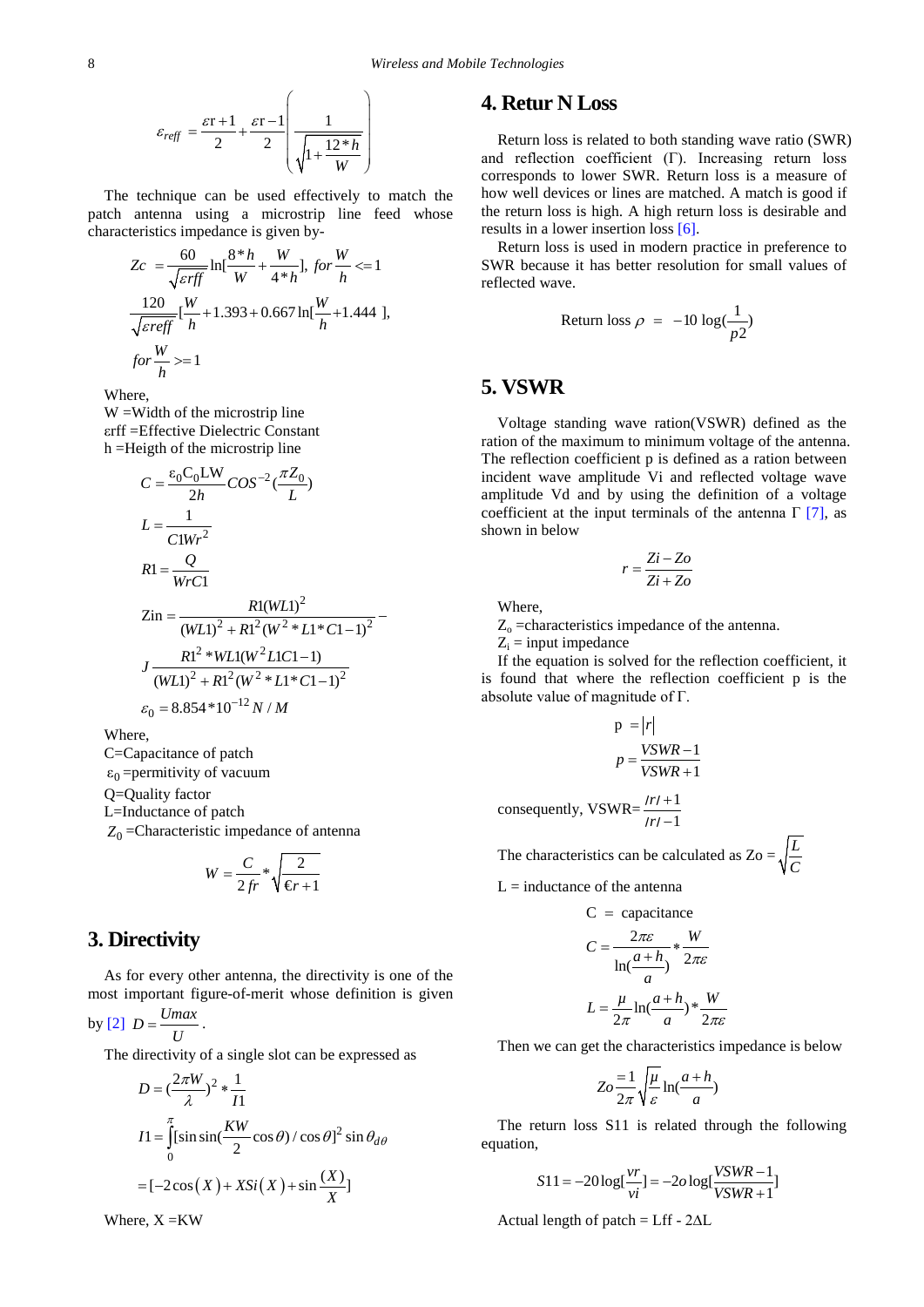$$\varepsilon_{reff} = \frac{\varepsilon r+1}{2} + \frac{\varepsilon r-1}{2}\left(\frac{1}{\sqrt{1+\frac{12*h}{W}}}\right)$$

The technique can be used effectively to match the patch antenna using a microstrip line feed whose characteristics impedance is given by-

$$Zc = \frac{60}{\sqrt{\varepsilon rff}}\ln[\frac{8*h}{W}+\frac{W}{4*h}],\ for\ \frac{W}{h}<=1$$

$$\frac{120}{\sqrt{\varepsilon reff}}[\frac{W}{h}+1.393+0.667\ln[\frac{W}{h}+1.444\ ],$$

$$for\ \frac{W}{h}>=1$$

Where,

W =Width of the microstrip line

εrff =Effective Dielectric Constant

h =Heigth of the microstrip line

$$C = \frac{\varepsilon_0 C_0 LW}{2h} COS^{-2}(\frac{\pi Z_0}{L})$$

$$L = \frac{1}{C1Wr^2}$$

$$R1 = \frac{Q}{WrC1}$$

$$\text{Zin} = \frac{R1(WL1)^2}{(WL1)^2 + R1^2(W^2*L1*C1-1)^2} -$$

$$J\frac{R1^2*WL1(W^2L1C1-1)}{(WL1)^2+R1^2(W^2*L1*C1-1)^2}$$

$$\varepsilon_0 = 8.854*10^{-12} N/M$$

Where,

C=Capacitance of patch

$\varepsilon_0$ =permitivity of vacuum

Q=Quality factor

L=Inductance of patch

$Z_0$ =Characteristic impedance of antenna

$$W = \frac{C}{2fr}*\sqrt{\frac{2}{\epsilon r+1}}$$

## 3. Directivity

As for every other antenna, the directivity is one of the most important figure-of-merit whose definition is given by [2] $D = \frac{Umax}{U}$.

The directivity of a single slot can be expressed as

$$D = (\frac{2\pi W}{\lambda})^2 * \frac{1}{I1}$$

$$I1 = \int_0^{\pi}[\sin\sin(\frac{KW}{2}\cos\theta)/\cos\theta]^2 \sin\theta_{d\theta}$$

$$= [-2\cos(X) + XSi(X) + \sin\frac{(X)}{X}]$$

Where, X =KW

## 4. Retur N Loss

Return loss is related to both standing wave ratio (SWR) and reflection coefficient (Γ). Increasing return loss corresponds to lower SWR. Return loss is a measure of how well devices or lines are matched. A match is good if the return loss is high. A high return loss is desirable and results in a lower insertion loss [6].

Return loss is used in modern practice in preference to SWR because it has better resolution for small values of reflected wave.

$$\text{Return loss } \rho = -10\log(\frac{1}{p2})$$

## 5. VSWR

Voltage standing wave ration(VSWR) defined as the ration of the maximum to minimum voltage of the antenna. The reflection coefficient p is defined as a ration between incident wave amplitude Vi and reflected voltage wave amplitude Vd and by using the definition of a voltage coefficient at the input terminals of the antenna Γ [7], as shown in below

$$r = \frac{Zi - Zo}{Zi + Zo}$$

Where,

$Z_o$ =characteristics impedance of the antenna.

$Z_i$ = input impedance

If the equation is solved for the reflection coefficient, it is found that where the reflection coefficient p is the absolute value of magnitude of Γ.

$$\text{p} = |r|$$

$$p = \frac{VSWR-1}{VSWR+1}$$

consequently, $\text{VSWR}=\frac{/r/+1}{/r/-1}$

The characteristics can be calculated as $\text{Zo} = \sqrt{\frac{L}{C}}$

L = inductance of the antenna

C = capacitance

$$C = \frac{2\pi\varepsilon}{\ln(\frac{a+h}{a})} * \frac{W}{2\pi\varepsilon}$$

$$L = \frac{\mu}{2\pi}\ln(\frac{a+h}{a}) * \frac{W}{2\pi\varepsilon}$$

Then we can get the characteristics impedance is below

$$Zo\frac{=1}{2\pi}\sqrt{\frac{\mu}{\varepsilon}}\ln(\frac{a+h}{a})$$

The return loss S11 is related through the following equation,

$$S11 = -20\log[\frac{vr}{vi}] = -2o\log[\frac{VSWR-1}{VSWR+1}]$$

Actual length of patch = Lff - 2ΔL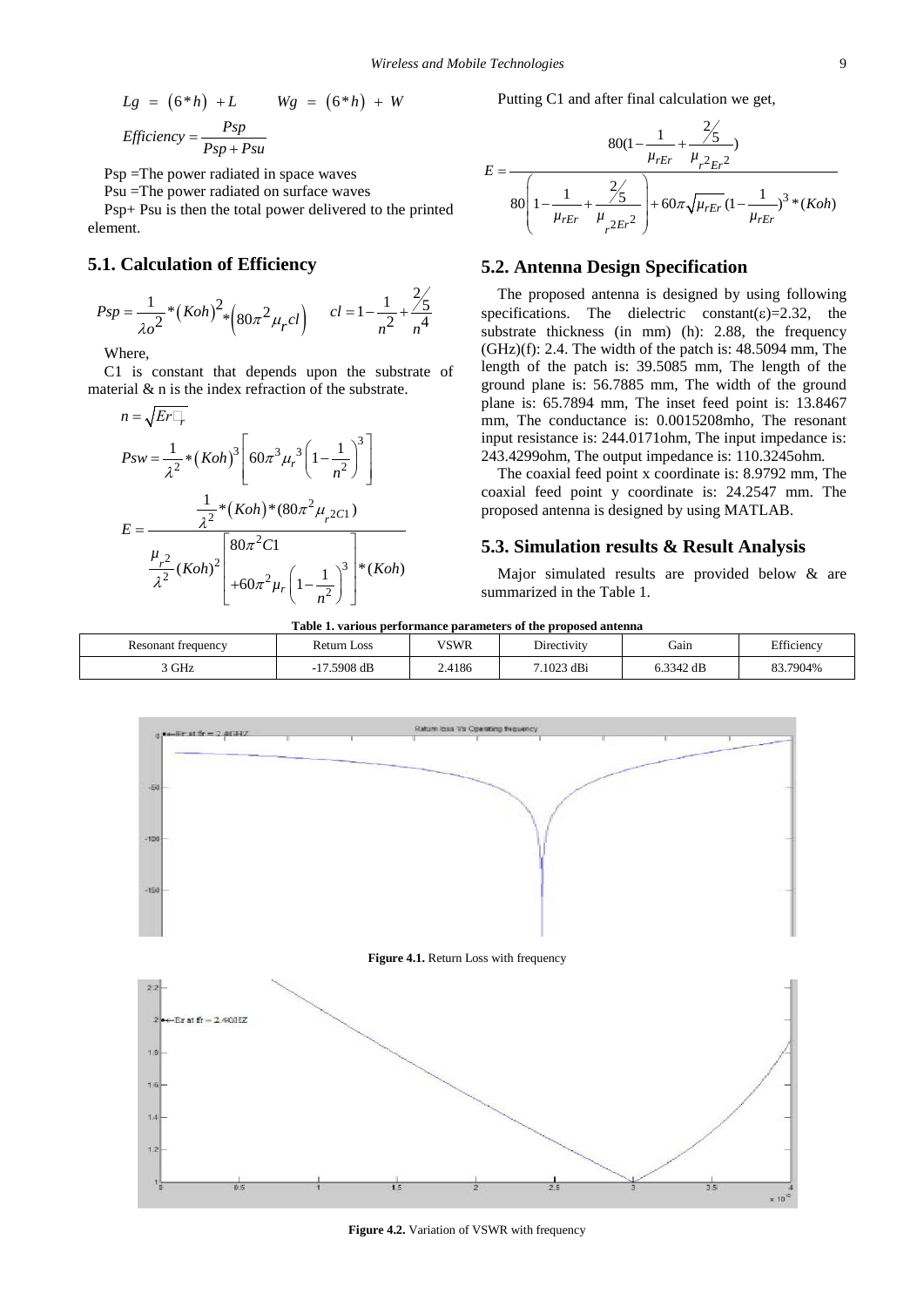$$Lg = (6*h) + L \qquad Wg = (6*h) + W$$

$$Efficiency = \frac{Psp}{Psp + Psu}$$

Psp =The power radiated in space waves

Psu =The power radiated on surface waves

Psp+ Psu is then the total power delivered to the printed element.

## 5.1. Calculation of Efficiency

$$Psp = \frac{1}{\lambda o^2} * (Koh)^2 * \left(80\pi^2 \mu_r cl\right) \qquad cl = 1 - \frac{1}{n^2} + \frac{2/5}{n^4}$$

Where,

C1 is constant that depends upon the substrate of material & n is the index refraction of the substrate.

$$n = \sqrt{Er_r}$$

$$Psw = \frac{1}{\lambda^2} * (Koh)^3 \left[60\pi^3 \mu_r^3 \left(1 - \frac{1}{n^2}\right)^3\right]$$

$$E = \frac{\frac{1}{\lambda^2} * (Koh) * (80\pi^2 \mu_{r2C1})}{\frac{\mu_{r2}}{\lambda^2}(Koh)^2 \left[\begin{array}{l} 80\pi^2 C1 \\ +60\pi^2 \mu_r \left(1 - \frac{1}{n^2}\right)^3 \end{array}\right] * (Koh)}$$

Putting C1 and after final calculation we get,

$$E = \frac{80(1 - \frac{1}{\mu_{rEr}} + \frac{2/5}{\mu_{r^2 Er^2}})}{80\left(1 - \frac{1}{\mu_{rEr}} + \frac{2/5}{\mu_{r^2 Er^2}}\right) + 60\pi\sqrt{\mu_{rEr}}(1 - \frac{1}{\mu_{rEr}})^3 * (Koh)}$$

## 5.2. Antenna Design Specification

The proposed antenna is designed by using following specifications. The dielectric constant(ε)=2.32, the substrate thickness (in mm) (h): 2.88, the frequency (GHz)(f): 2.4. The width of the patch is: 48.5094 mm, The length of the patch is: 39.5085 mm, The length of the ground plane is: 56.7885 mm, The width of the ground plane is: 65.7894 mm, The inset feed point is: 13.8467 mm, The conductance is: 0.0015208mho, The resonant input resistance is: 244.0171ohm, The input impedance is: 243.4299ohm, The output impedance is: 110.3245ohm.

The coaxial feed point x coordinate is: 8.9792 mm, The coaxial feed point y coordinate is: 24.2547 mm. The proposed antenna is designed by using MATLAB.

## 5.3. Simulation results & Result Analysis

Major simulated results are provided below & are summarized in the Table 1.

**Table 1. various performance parameters of the proposed antenna**

| Resonant frequency | Return Loss | VSWR | Directivity | Gain | Efficiency |
|---|---|---|---|---|---|
| 3 GHz | -17.5908 dB | 2.4186 | 7.1023 dBi | 6.3342 dB | 83.7904% |

Return loss Vs Operating frequency

Er at fr = 2.4GHZ

0
-50
-100
-150

**Figure 4.1.** Return Loss with frequency

Er at fr = 2.4GHZ

2.2
2
1.8
1.6
1.4
1.2
1

0
0.5
1
1.5
2
2.5
3
3.5
4
x 10^9

**Figure 4.2.** Variation of VSWR with frequency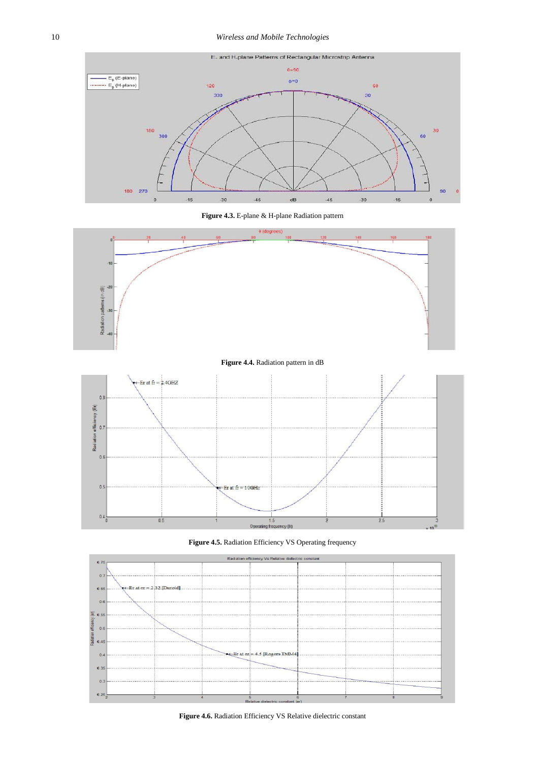**Figure 4.3.** E-plane & H-plane Radiation pattern

**Figure 4.4.** Radiation pattern in dB

**Figure 4.5.** Radiation Efficiency VS Operating frequency

**Figure 4.6.** Radiation Efficiency VS Relative dielectric constant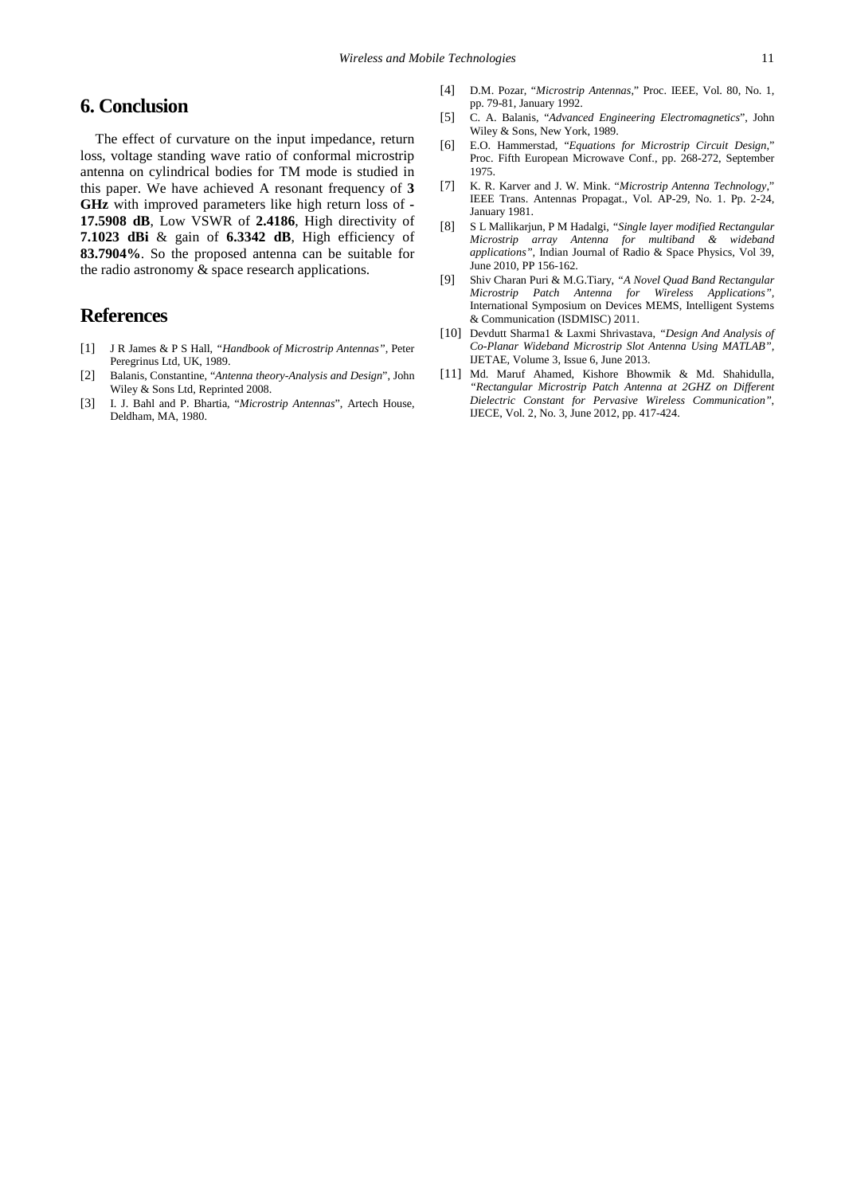## 6. Conclusion

The effect of curvature on the input impedance, return loss, voltage standing wave ratio of conformal microstrip antenna on cylindrical bodies for TM mode is studied in this paper. We have achieved A resonant frequency of **3 GHz** with improved parameters like high return loss of **-17.5908 dB**, Low VSWR of **2.4186**, High directivity of **7.1023 dBi** & gain of **6.3342 dB**, High efficiency of **83.7904%**. So the proposed antenna can be suitable for the radio astronomy & space research applications.

## References

[1] J R James & P S Hall, *"Handbook of Microstrip Antennas"*, Peter Peregrinus Ltd, UK, 1989.

[2] Balanis, Constantine, "*Antenna theory-Analysis and Design*", John Wiley & Sons Ltd, Reprinted 2008.

[3] I. J. Bahl and P. Bhartia, "*Microstrip Antennas*", Artech House, Deldham, MA, 1980.

[4] D.M. Pozar, "*Microstrip Antennas*," Proc. IEEE, Vol. 80, No. 1, pp. 79-81, January 1992.

[5] C. A. Balanis, "*Advanced Engineering Electromagnetics*", John Wiley & Sons, New York, 1989.

[6] E.O. Hammerstad, "*Equations for Microstrip Circuit Design*," Proc. Fifth European Microwave Conf., pp. 268-272, September 1975.

[7] K. R. Karver and J. W. Mink. "*Microstrip Antenna Technology*," IEEE Trans. Antennas Propagat., Vol. AP-29, No. 1. Pp. 2-24, January 1981.

[8] S L Mallikarjun, P M Hadalgi, *"Single layer modified Rectangular Microstrip array Antenna for multiband & wideband applications"*, Indian Journal of Radio & Space Physics, Vol 39, June 2010, PP 156-162.

[9] Shiv Charan Puri & M.G.Tiary, *"A Novel Quad Band Rectangular Microstrip Patch Antenna for Wireless Applications"*, International Symposium on Devices MEMS, Intelligent Systems & Communication (ISDMISC) 2011.

[10] Devdutt Sharma1 & Laxmi Shrivastava, *"Design And Analysis of Co-Planar Wideband Microstrip Slot Antenna Using MATLAB"*, IJETAE, Volume 3, Issue 6, June 2013.

[11] Md. Maruf Ahamed, Kishore Bhowmik & Md. Shahidulla, *"Rectangular Microstrip Patch Antenna at 2GHZ on Different Dielectric Constant for Pervasive Wireless Communication"*, IJECE, Vol. 2, No. 3, June 2012, pp. 417-424.